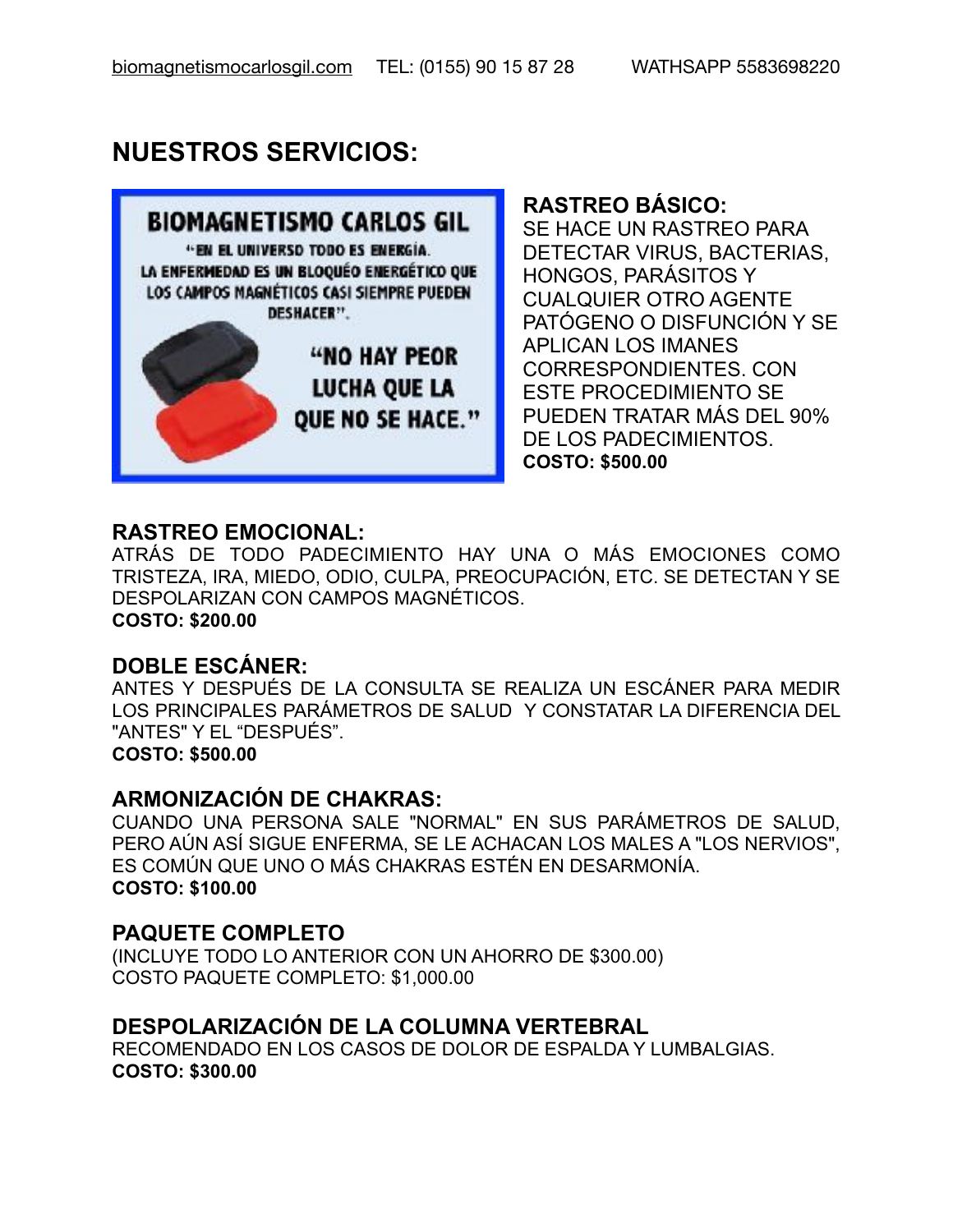# NUESTROS SERVICIOS:

**BIOMAGNETISMO CARLOS GIL**

"EN EL UNIVERSO TODO ES ENERGÍA.
LA ENFERMEDAD ES UN BLOQUÉO ENERGÉTICO QUE LOS CAMPOS MAGNÉTICOS CASI SIEMPRE PUEDEN DESHACER".

"NO HAY PEOR LUCHA QUE LA QUE NO SE HACE."

## RASTREO BÁSICO:

SE HACE UN RASTREO PARA DETECTAR VIRUS, BACTERIAS, HONGOS, PARÁSITOS Y CUALQUIER OTRO AGENTE PATÓGENO O DISFUNCIÓN Y SE APLICAN LOS IMANES CORRESPONDIENTES. CON ESTE PROCEDIMIENTO SE PUEDEN TRATAR MÁS DEL 90% DE LOS PADECIMIENTOS.

**COSTO: $500.00**

## RASTREO EMOCIONAL:

ATRÁS DE TODO PADECIMIENTO HAY UNA O MÁS EMOCIONES COMO TRISTEZA, IRA, MIEDO, ODIO, CULPA, PREOCUPACIÓN, ETC. SE DETECTAN Y SE DESPOLARIZAN CON CAMPOS MAGNÉTICOS.

**COSTO: $200.00**

## DOBLE ESCÁNER:

ANTES Y DESPUÉS DE LA CONSULTA SE REALIZA UN ESCÁNER PARA MEDIR LOS PRINCIPALES PARÁMETROS DE SALUD Y CONSTATAR LA DIFERENCIA DEL "ANTES" Y EL "DESPUÉS".

**COSTO: $500.00**

## ARMONIZACIÓN DE CHAKRAS:

CUANDO UNA PERSONA SALE "NORMAL" EN SUS PARÁMETROS DE SALUD, PERO AÚN ASÍ SIGUE ENFERMA, SE LE ACHACAN LOS MALES A "LOS NERVIOS", ES COMÚN QUE UNO O MÁS CHAKRAS ESTÉN EN DESARMONÍA.

**COSTO: $100.00**

## PAQUETE COMPLETO

(INCLUYE TODO LO ANTERIOR CON UN AHORRO DE $300.00)
COSTO PAQUETE COMPLETO: $1,000.00

## DESPOLARIZACIÓN DE LA COLUMNA VERTEBRAL

RECOMENDADO EN LOS CASOS DE DOLOR DE ESPALDA Y LUMBALGIAS.

**COSTO: $300.00**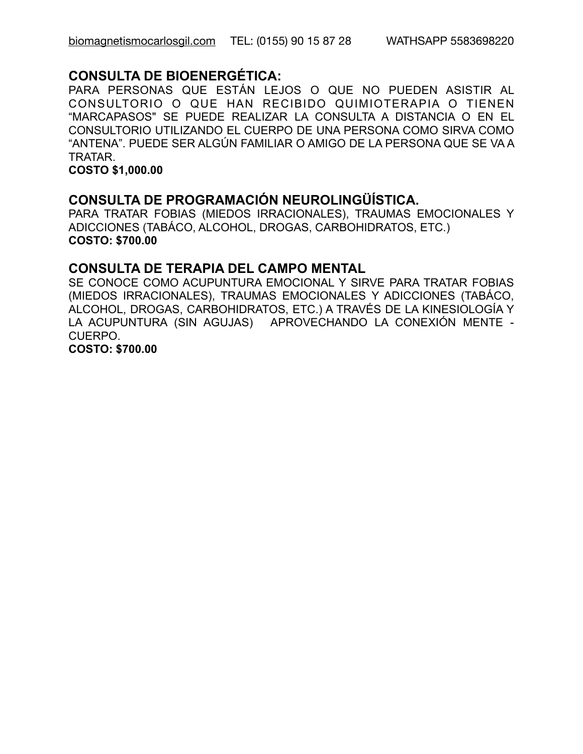## CONSULTA DE BIOENERGÉTICA:

PARA PERSONAS QUE ESTÁN LEJOS O QUE NO PUEDEN ASISTIR AL CONSULTORIO O QUE HAN RECIBIDO QUIMIOTERAPIA O TIENEN "MARCAPASOS" SE PUEDE REALIZAR LA CONSULTA A DISTANCIA O EN EL CONSULTORIO UTILIZANDO EL CUERPO DE UNA PERSONA COMO SIRVA COMO "ANTENA". PUEDE SER ALGÚN FAMILIAR O AMIGO DE LA PERSONA QUE SE VA A TRATAR.

**COSTO $1,000.00**

## CONSULTA DE PROGRAMACIÓN NEUROLINGÜÍSTICA.

PARA TRATAR FOBIAS (MIEDOS IRRACIONALES), TRAUMAS EMOCIONALES Y ADICCIONES (TABÁCO, ALCOHOL, DROGAS, CARBOHIDRATOS, ETC.)

**COSTO: $700.00**

## CONSULTA DE TERAPIA DEL CAMPO MENTAL

SE CONOCE COMO ACUPUNTURA EMOCIONAL Y SIRVE PARA TRATAR FOBIAS (MIEDOS IRRACIONALES), TRAUMAS EMOCIONALES Y ADICCIONES (TABÁCO, ALCOHOL, DROGAS, CARBOHIDRATOS, ETC.) A TRAVÉS DE LA KINESIOLOGÍA Y LA ACUPUNTURA (SIN AGUJAS) APROVECHANDO LA CONEXIÓN MENTE - CUERPO.

**COSTO: $700.00**